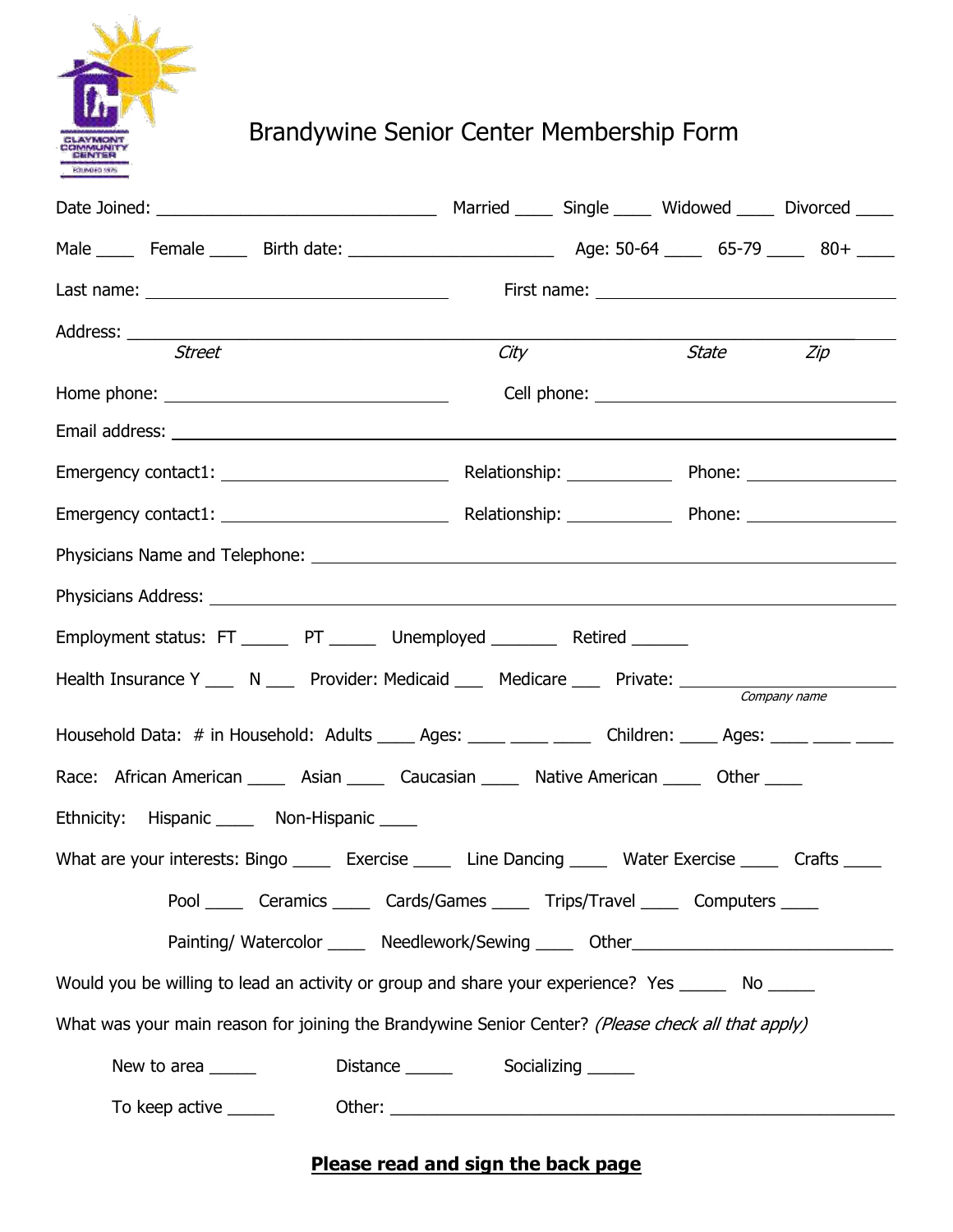# Brandywine Senior Center Membership Form

Date Joined: ______________________________ Married ____ Single ____ Widowed ____ Divorced ____

Male ____ Female ____ Birth date: ______________________ Age: 50-64 ____ 65-79 ____ 80+ ____

Last name: ________________________________ First name: ________________________________

Address: ______________________________________________________________________________
*Street* *City* *State* *Zip*

Home phone: ______________________________ Cell phone: ______________________________

Email address: ________________________________________________________________________

Emergency contact1: ________________________ Relationship: ___________ Phone: ________________

Emergency contact1: ________________________ Relationship: ___________ Phone: ________________

Physicians Name and Telephone: _________________________________________________________

Physicians Address: ____________________________________________________________________

Employment status: FT _____ PT _____ Unemployed _______ Retired ______

Health Insurance Y ___ N ___ Provider: Medicaid ___ Medicare ___ Private: _______________________
*Company name*

Household Data: # in Household: Adults ____ Ages: ____ ____ ____ Children: ____ Ages: ____ ____ ____

Race: African American ____ Asian ____ Caucasian ____ Native American ____ Other ____

Ethnicity: Hispanic ____ Non-Hispanic ____

What are your interests: Bingo ____ Exercise ____ Line Dancing ____ Water Exercise ____ Crafts ____

Pool ____ Ceramics ____ Cards/Games ____ Trips/Travel ____ Computers ____

Painting/ Watercolor ____ Needlework/Sewing ____ Other____________________________

Would you be willing to lead an activity or group and share your experience? Yes _____ No _____

What was your main reason for joining the Brandywine Senior Center? *(Please check all that apply)*

New to area _____ Distance _____ Socializing _____

To keep active _____ Other: ______________________________________________________

**Please read and sign the back page**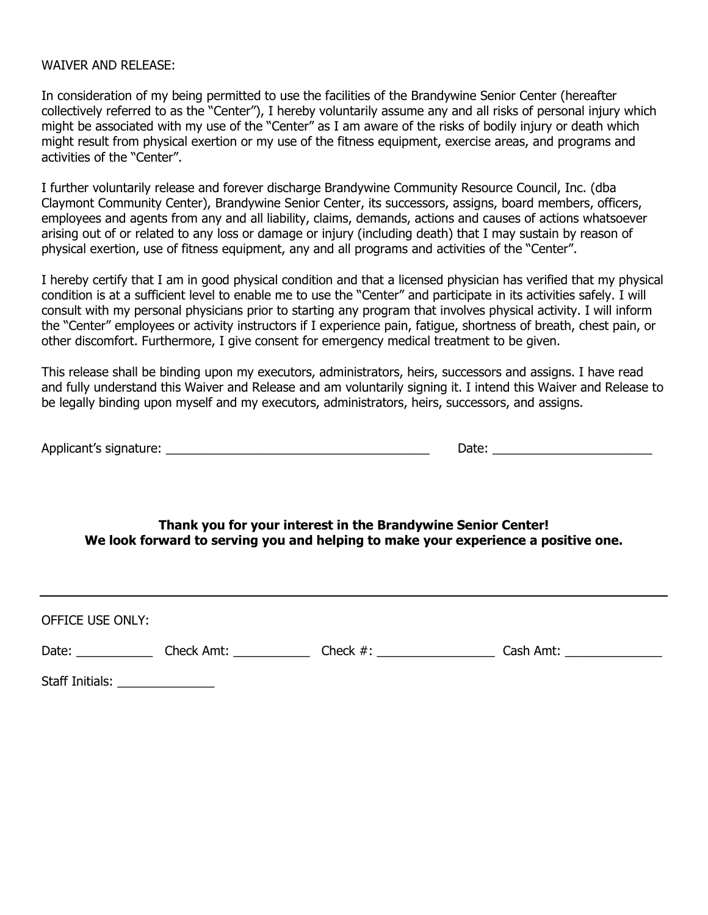WAIVER AND RELEASE:

In consideration of my being permitted to use the facilities of the Brandywine Senior Center (hereafter collectively referred to as the "Center"), I hereby voluntarily assume any and all risks of personal injury which might be associated with my use of the "Center" as I am aware of the risks of bodily injury or death which might result from physical exertion or my use of the fitness equipment, exercise areas, and programs and activities of the "Center".

I further voluntarily release and forever discharge Brandywine Community Resource Council, Inc. (dba Claymont Community Center), Brandywine Senior Center, its successors, assigns, board members, officers, employees and agents from any and all liability, claims, demands, actions and causes of actions whatsoever arising out of or related to any loss or damage or injury (including death) that I may sustain by reason of physical exertion, use of fitness equipment, any and all programs and activities of the "Center".

I hereby certify that I am in good physical condition and that a licensed physician has verified that my physical condition is at a sufficient level to enable me to use the "Center" and participate in its activities safely. I will consult with my personal physicians prior to starting any program that involves physical activity. I will inform the "Center" employees or activity instructors if I experience pain, fatigue, shortness of breath, chest pain, or other discomfort. Furthermore, I give consent for emergency medical treatment to be given.

This release shall be binding upon my executors, administrators, heirs, successors and assigns. I have read and fully understand this Waiver and Release and am voluntarily signing it. I intend this Waiver and Release to be legally binding upon myself and my executors, administrators, heirs, successors, and assigns.

Applicant's signature: ______________________________________ Date: _______________________

**Thank you for your interest in the Brandywine Senior Center!**
**We look forward to serving you and helping to make your experience a positive one.**

---

OFFICE USE ONLY:

Date: ___________ Check Amt: ___________ Check #: _________________ Cash Amt: ______________

Staff Initials: ______________